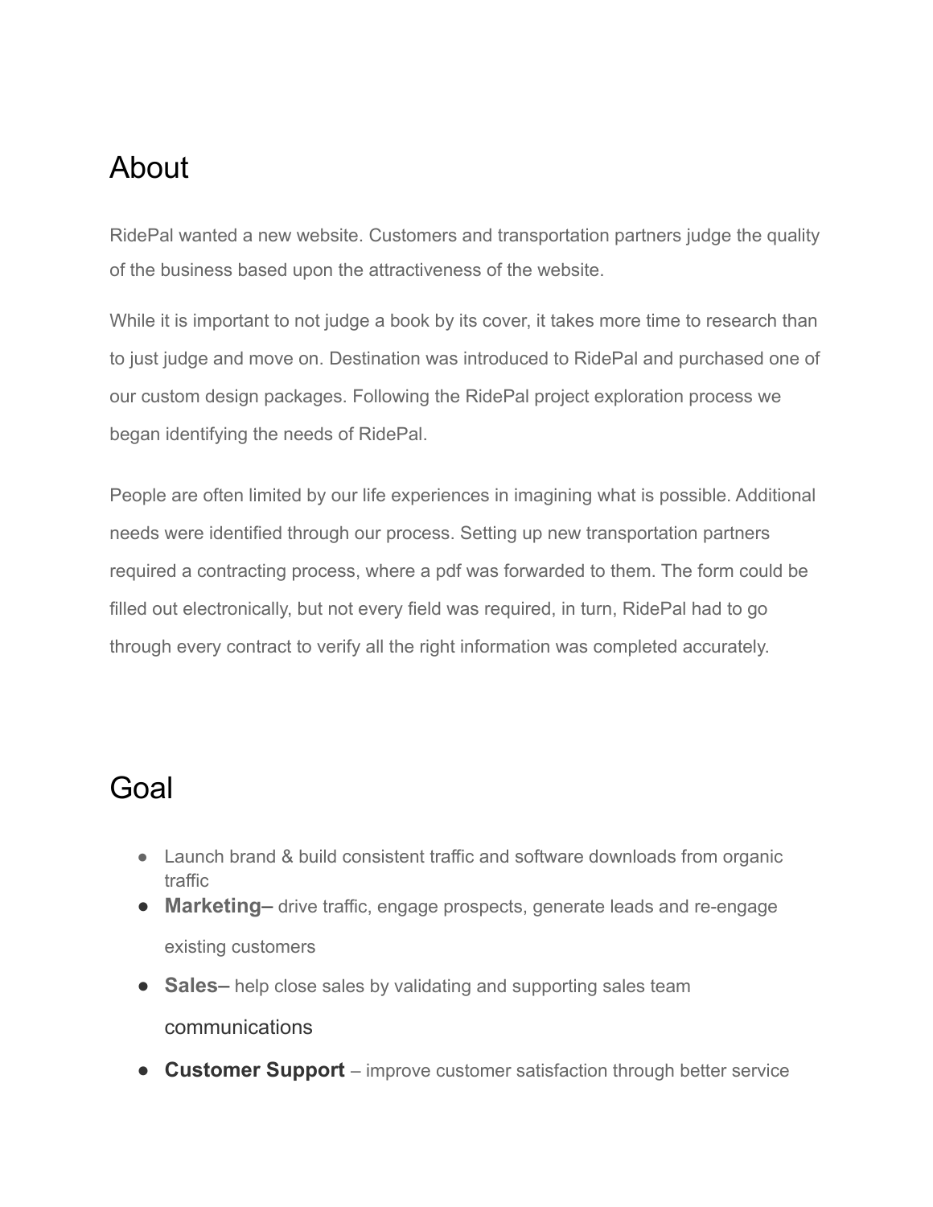# About

RidePal wanted a new website. Customers and transportation partners judge the quality of the business based upon the attractiveness of the website.

While it is important to not judge a book by its cover, it takes more time to research than to just judge and move on. Destination was introduced to RidePal and purchased one of our custom design packages. Following the RidePal project exploration process we began identifying the needs of RidePal.

People are often limited by our life experiences in imagining what is possible. Additional needs were identified through our process. Setting up new transportation partners required a contracting process, where a pdf was forwarded to them. The form could be filled out electronically, but not every field was required, in turn, RidePal had to go through every contract to verify all the right information was completed accurately.

# Goal

- Launch brand & build consistent traffic and software downloads from organic traffic
- **Marketing**– drive traffic, engage prospects, generate leads and re-engage existing customers
- **Sales**– help close sales by validating and supporting sales team communications
- **Customer Support** – improve customer satisfaction through better service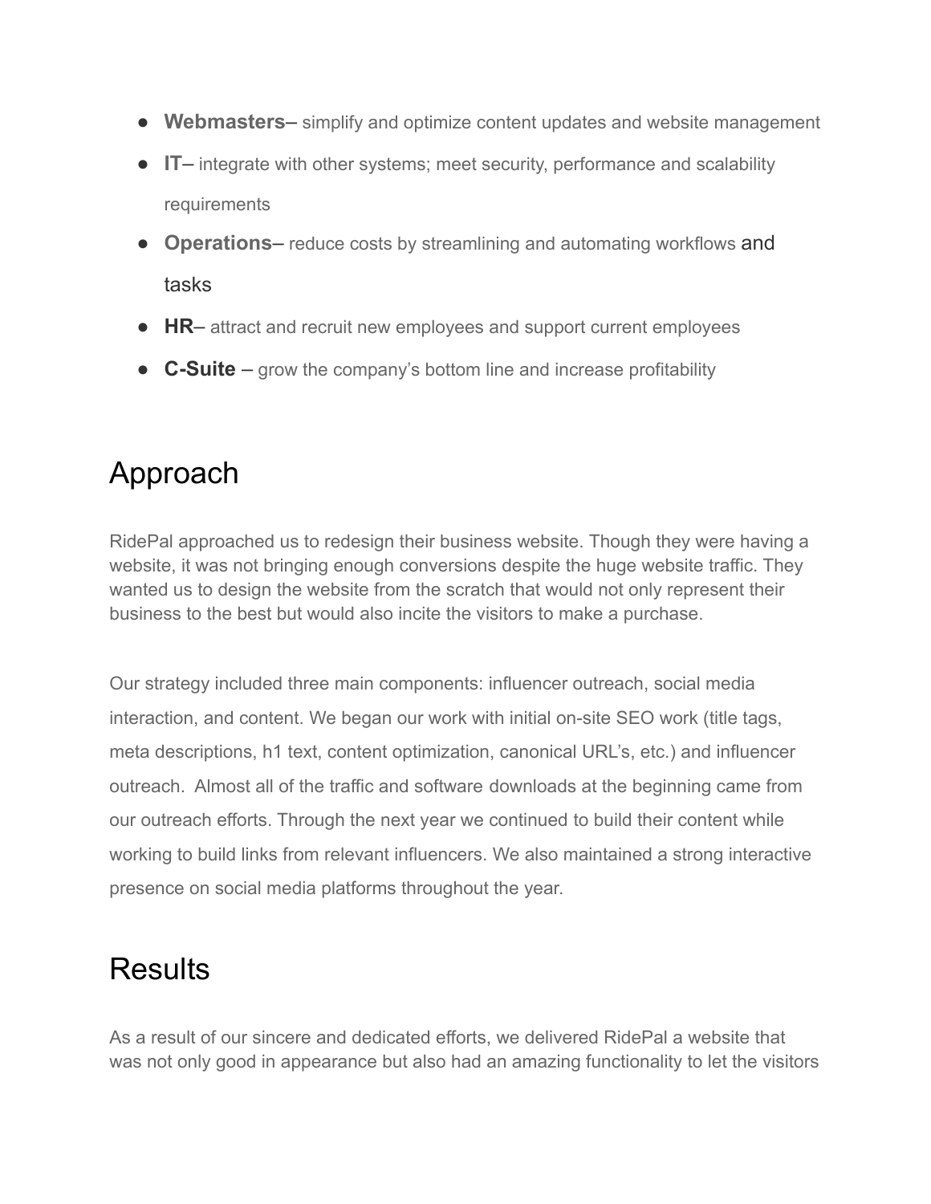- **Webmasters–** simplify and optimize content updates and website management
- **IT–** integrate with other systems; meet security, performance and scalability requirements
- **Operations–** reduce costs by streamlining and automating workflows and tasks
- **HR**– attract and recruit new employees and support current employees
- **C-Suite** – grow the company's bottom line and increase profitability

# Approach

RidePal approached us to redesign their business website. Though they were having a website, it was not bringing enough conversions despite the huge website traffic. They wanted us to design the website from the scratch that would not only represent their business to the best but would also incite the visitors to make a purchase.

Our strategy included three main components: influencer outreach, social media interaction, and content. We began our work with initial on-site SEO work (title tags, meta descriptions, h1 text, content optimization, canonical URL's, etc.) and influencer outreach. Almost all of the traffic and software downloads at the beginning came from our outreach efforts. Through the next year we continued to build their content while working to build links from relevant influencers. We also maintained a strong interactive presence on social media platforms throughout the year.

# Results

As a result of our sincere and dedicated efforts, we delivered RidePal a website that was not only good in appearance but also had an amazing functionality to let the visitors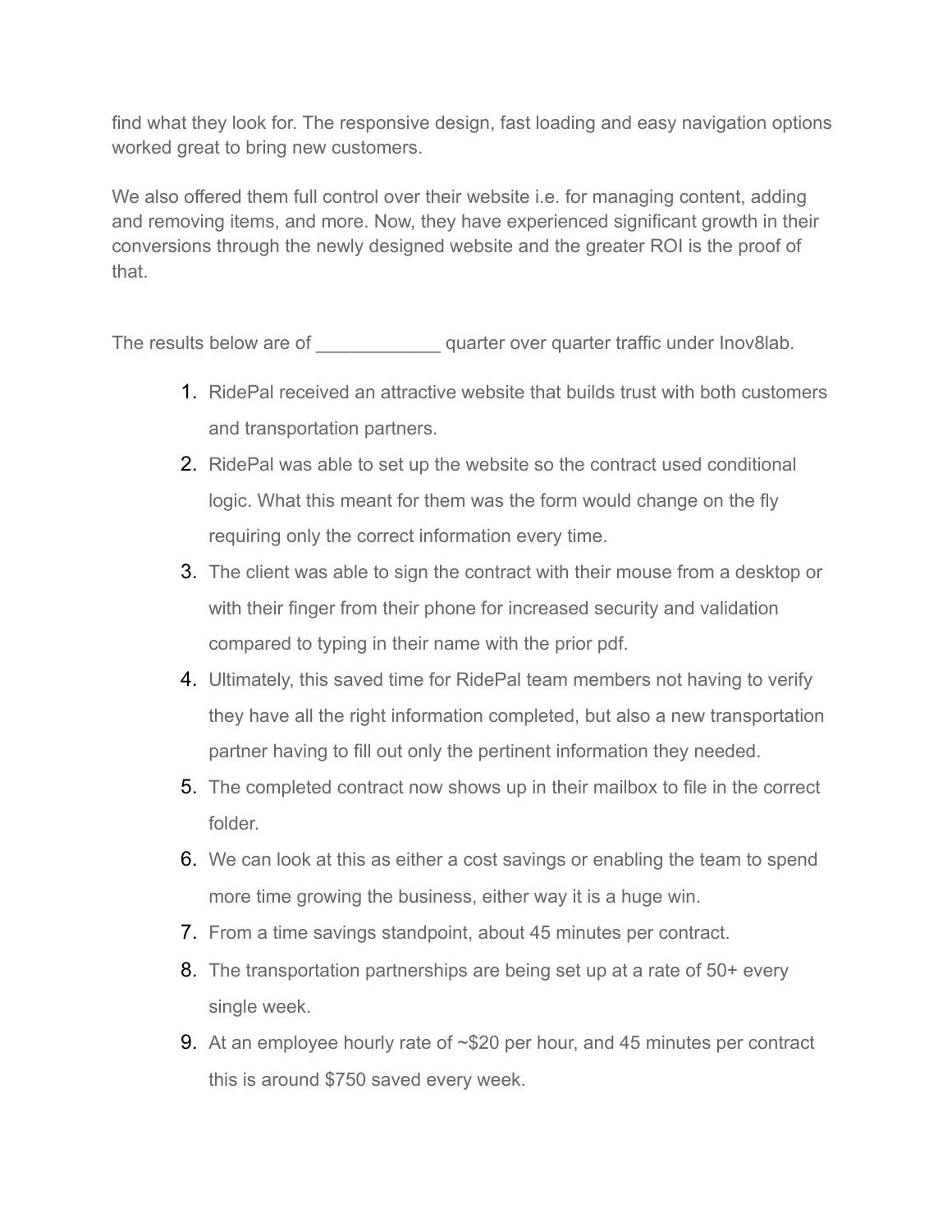find what they look for. The responsive design, fast loading and easy navigation options worked great to bring new customers.

We also offered them full control over their website i.e. for managing content, adding and removing items, and more. Now, they have experienced significant growth in their conversions through the newly designed website and the greater ROI is the proof of that.

The results below are of ____________ quarter over quarter traffic under Inov8lab.

1. RidePal received an attractive website that builds trust with both customers and transportation partners.
2. RidePal was able to set up the website so the contract used conditional logic. What this meant for them was the form would change on the fly requiring only the correct information every time.
3. The client was able to sign the contract with their mouse from a desktop or with their finger from their phone for increased security and validation compared to typing in their name with the prior pdf.
4. Ultimately, this saved time for RidePal team members not having to verify they have all the right information completed, but also a new transportation partner having to fill out only the pertinent information they needed.
5. The completed contract now shows up in their mailbox to file in the correct folder.
6. We can look at this as either a cost savings or enabling the team to spend more time growing the business, either way it is a huge win.
7. From a time savings standpoint, about 45 minutes per contract.
8. The transportation partnerships are being set up at a rate of 50+ every single week.
9. At an employee hourly rate of ~$20 per hour, and 45 minutes per contract this is around $750 saved every week.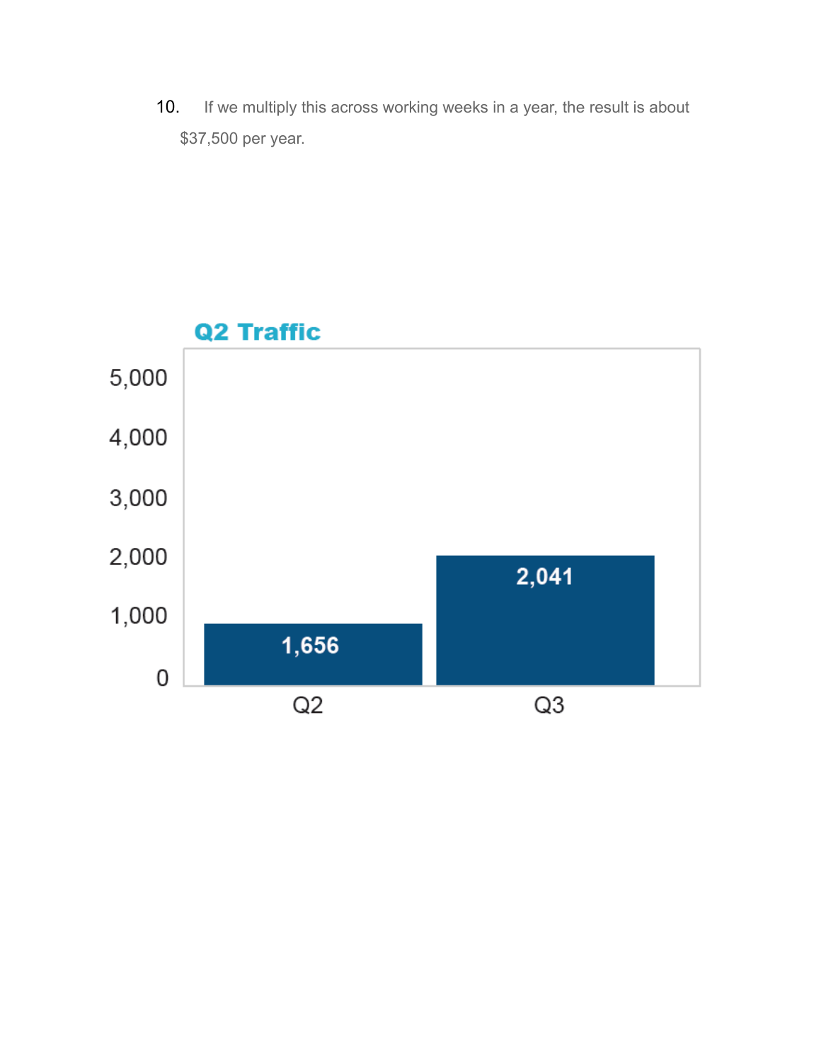10. If we multiply this across working weeks in a year, the result is about $37,500 per year.

**Q2 Traffic**

| | Q2 | Q3 |
|---|---|---|
| Traffic | 1,656 | 2,041 |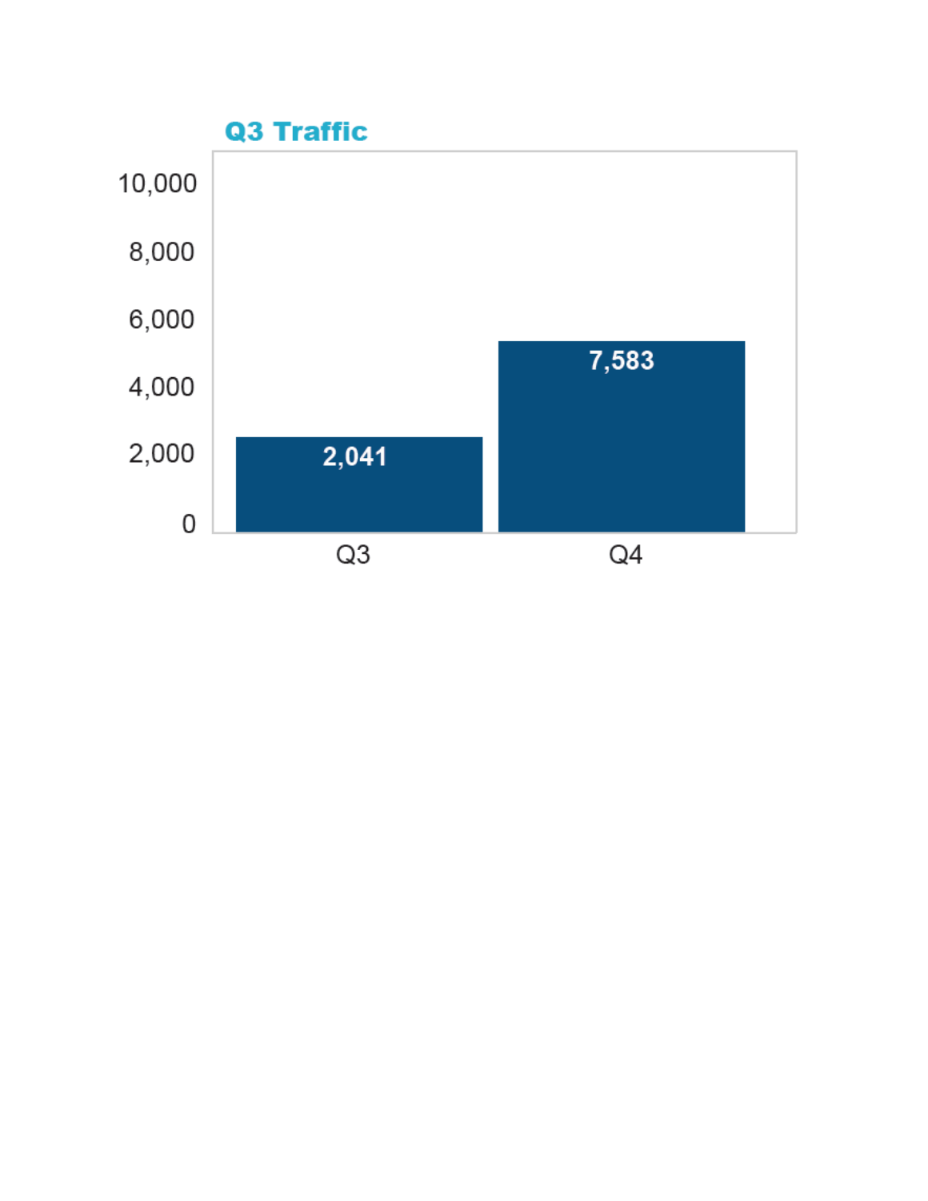**Q3 Traffic**

| Quarter | Traffic |
|---|---|
| Q3 | 2,041 |
| Q4 | 7,583 |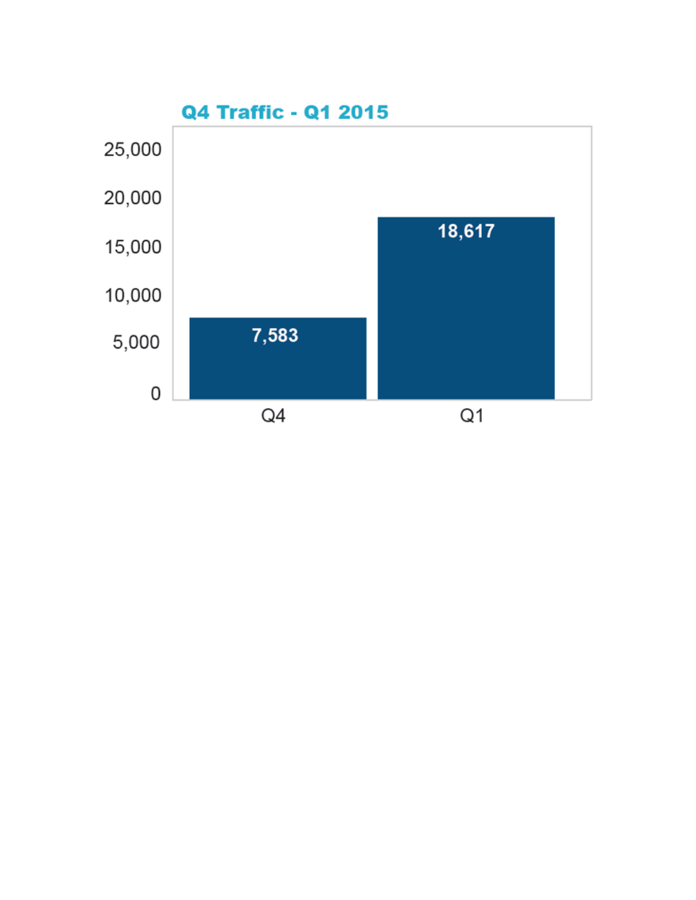Q4 Traffic - Q1 2015

25,000
20,000
15,000
10,000
5,000
0

7,583
18,617

Q4
Q1